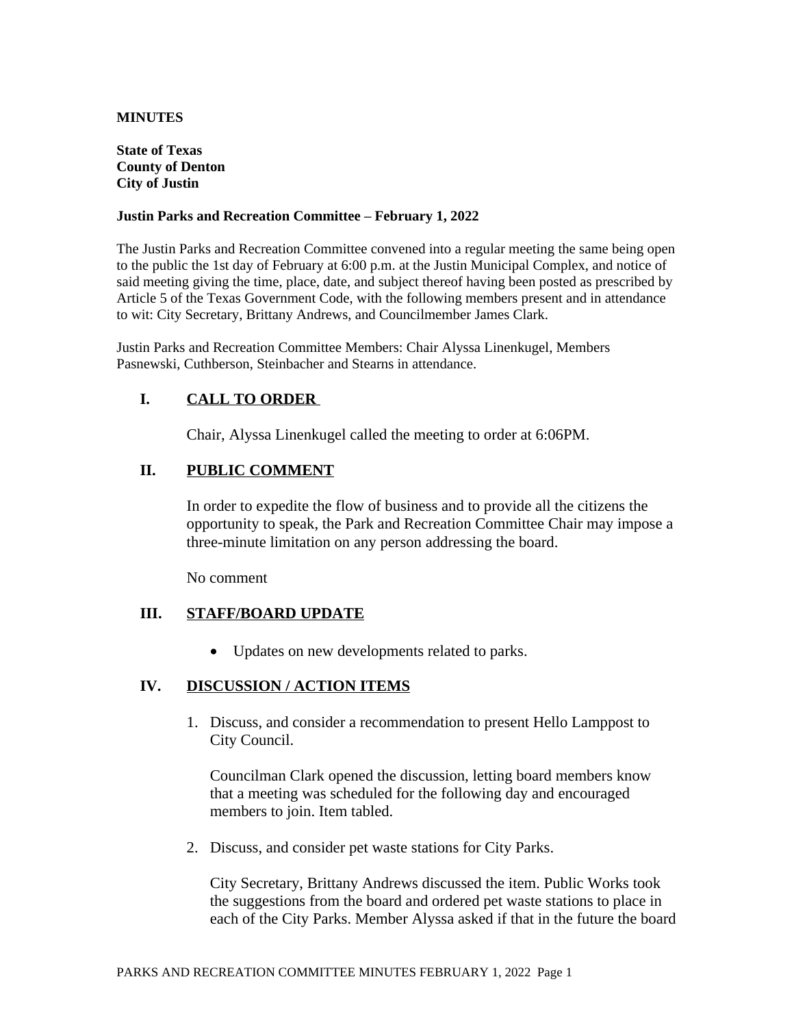**MINUTES**

**State of Texas**
**County of Denton**
**City of Justin**

**Justin Parks and Recreation Committee – February 1, 2022**

The Justin Parks and Recreation Committee convened into a regular meeting the same being open to the public the 1st day of February at 6:00 p.m. at the Justin Municipal Complex, and notice of said meeting giving the time, place, date, and subject thereof having been posted as prescribed by Article 5 of the Texas Government Code, with the following members present and in attendance to wit: City Secretary, Brittany Andrews, and Councilmember James Clark.

Justin Parks and Recreation Committee Members: Chair Alyssa Linenkugel, Members Pasnewski, Cuthberson, Steinbacher and Stearns in attendance.

## I. CALL TO ORDER

Chair, Alyssa Linenkugel called the meeting to order at 6:06PM.

## II. PUBLIC COMMENT

In order to expedite the flow of business and to provide all the citizens the opportunity to speak, the Park and Recreation Committee Chair may impose a three-minute limitation on any person addressing the board.

No comment

## III. STAFF/BOARD UPDATE

- Updates on new developments related to parks.

## IV. DISCUSSION / ACTION ITEMS

1. Discuss, and consider a recommendation to present Hello Lamppost to City Council.

   Councilman Clark opened the discussion, letting board members know that a meeting was scheduled for the following day and encouraged members to join. Item tabled.

2. Discuss, and consider pet waste stations for City Parks.

   City Secretary, Brittany Andrews discussed the item. Public Works took the suggestions from the board and ordered pet waste stations to place in each of the City Parks. Member Alyssa asked if that in the future the board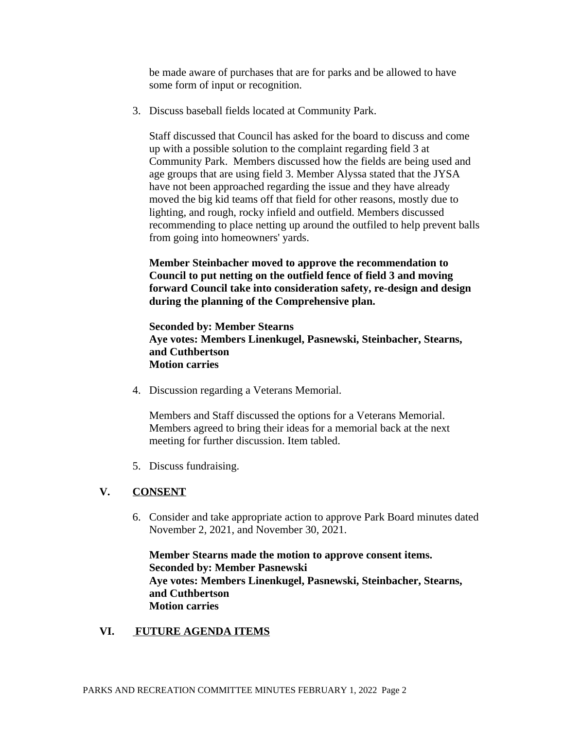be made aware of purchases that are for parks and be allowed to have some form of input or recognition.

3. Discuss baseball fields located at Community Park.

   Staff discussed that Council has asked for the board to discuss and come up with a possible solution to the complaint regarding field 3 at Community Park. Members discussed how the fields are being used and age groups that are using field 3. Member Alyssa stated that the JYSA have not been approached regarding the issue and they have already moved the big kid teams off that field for other reasons, mostly due to lighting, and rough, rocky infield and outfield. Members discussed recommending to place netting up around the outfiled to help prevent balls from going into homeowners' yards.

   **Member Steinbacher moved to approve the recommendation to Council to put netting on the outfield fence of field 3 and moving forward Council take into consideration safety, re-design and design during the planning of the Comprehensive plan.**

   **Seconded by: Member Stearns**
   **Aye votes: Members Linenkugel, Pasnewski, Steinbacher, Stearns, and Cuthbertson**
   **Motion carries**

4. Discussion regarding a Veterans Memorial.

   Members and Staff discussed the options for a Veterans Memorial. Members agreed to bring their ideas for a memorial back at the next meeting for further discussion. Item tabled.

5. Discuss fundraising.

## V. CONSENT

6. Consider and take appropriate action to approve Park Board minutes dated November 2, 2021, and November 30, 2021.

   **Member Stearns made the motion to approve consent items.**
   **Seconded by: Member Pasnewski**
   **Aye votes: Members Linenkugel, Pasnewski, Steinbacher, Stearns, and Cuthbertson**
   **Motion carries**

## VI. FUTURE AGENDA ITEMS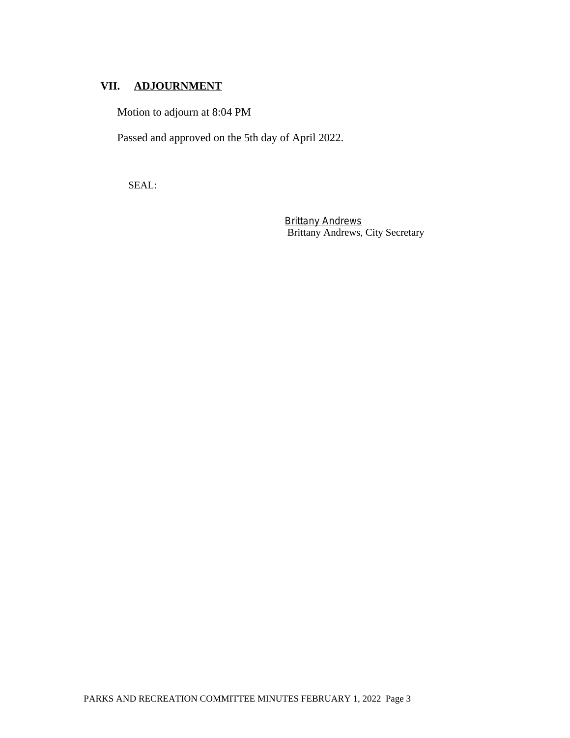## VII. ADJOURNMENT

Motion to adjourn at 8:04 PM

Passed and approved on the 5th day of April 2022.

SEAL:

*Brittany Andrews*
Brittany Andrews, City Secretary